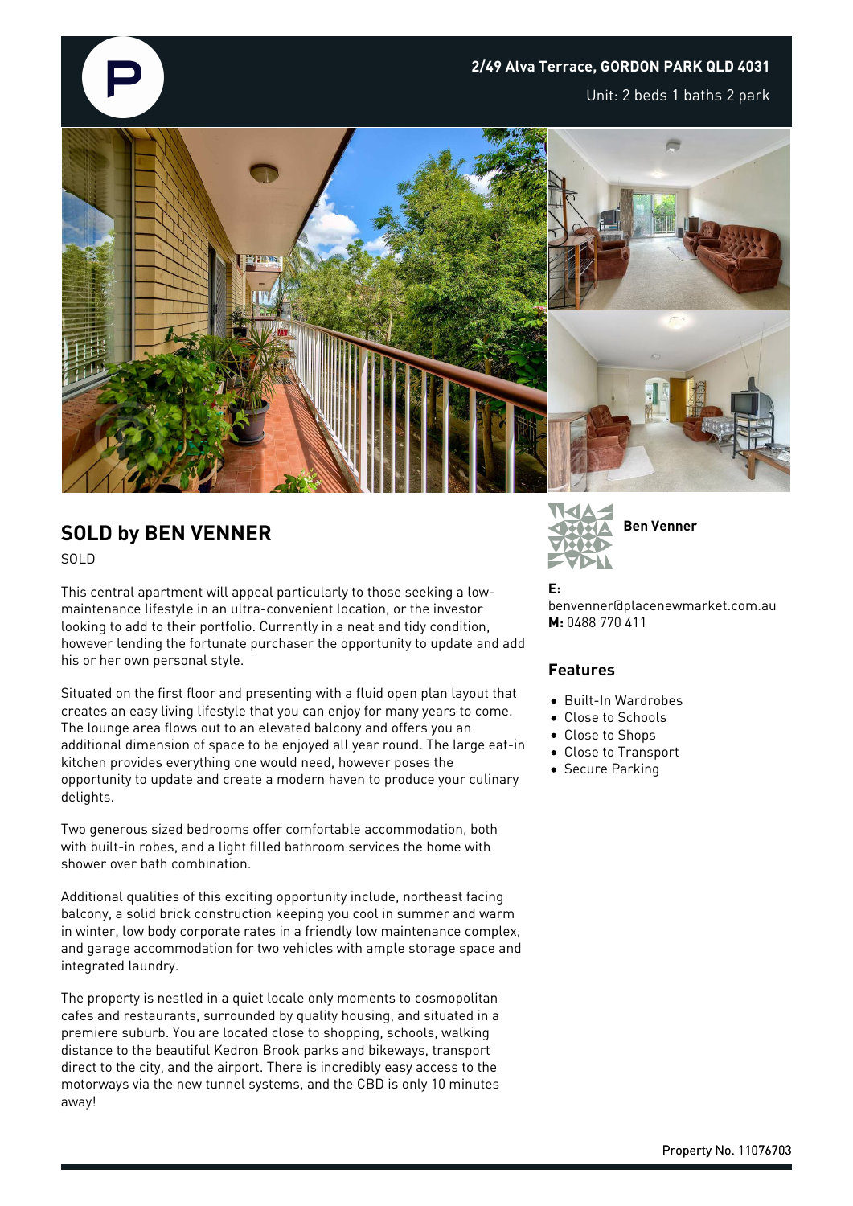**2/49 Alva Terrace, GORDON PARK QLD 4031**

Unit: 2 beds 1 baths 2 park

## SOLD by BEN VENNER

SOLD

This central apartment will appeal particularly to those seeking a low-maintenance lifestyle in an ultra-convenient location, or the investor looking to add to their portfolio. Currently in a neat and tidy condition, however lending the fortunate purchaser the opportunity to update and add his or her own personal style.

Situated on the first floor and presenting with a fluid open plan layout that creates an easy living lifestyle that you can enjoy for many years to come. The lounge area flows out to an elevated balcony and offers you an additional dimension of space to be enjoyed all year round. The large eat-in kitchen provides everything one would need, however poses the opportunity to update and create a modern haven to produce your culinary delights.

Two generous sized bedrooms offer comfortable accommodation, both with built-in robes, and a light filled bathroom services the home with shower over bath combination.

Additional qualities of this exciting opportunity include, northeast facing balcony, a solid brick construction keeping you cool in summer and warm in winter, low body corporate rates in a friendly low maintenance complex, and garage accommodation for two vehicles with ample storage space and integrated laundry.

The property is nestled in a quiet locale only moments to cosmopolitan cafes and restaurants, surrounded by quality housing, and situated in a premiere suburb. You are located close to shopping, schools, walking distance to the beautiful Kedron Brook parks and bikeways, transport direct to the city, and the airport. There is incredibly easy access to the motorways via the new tunnel systems, and the CBD is only 10 minutes away!

**Ben Venner**

**E:** benvenner@placenewmarket.com.au
**M:** 0488 770 411

### Features

- Built-In Wardrobes
- Close to Schools
- Close to Shops
- Close to Transport
- Secure Parking

Property No. 11076703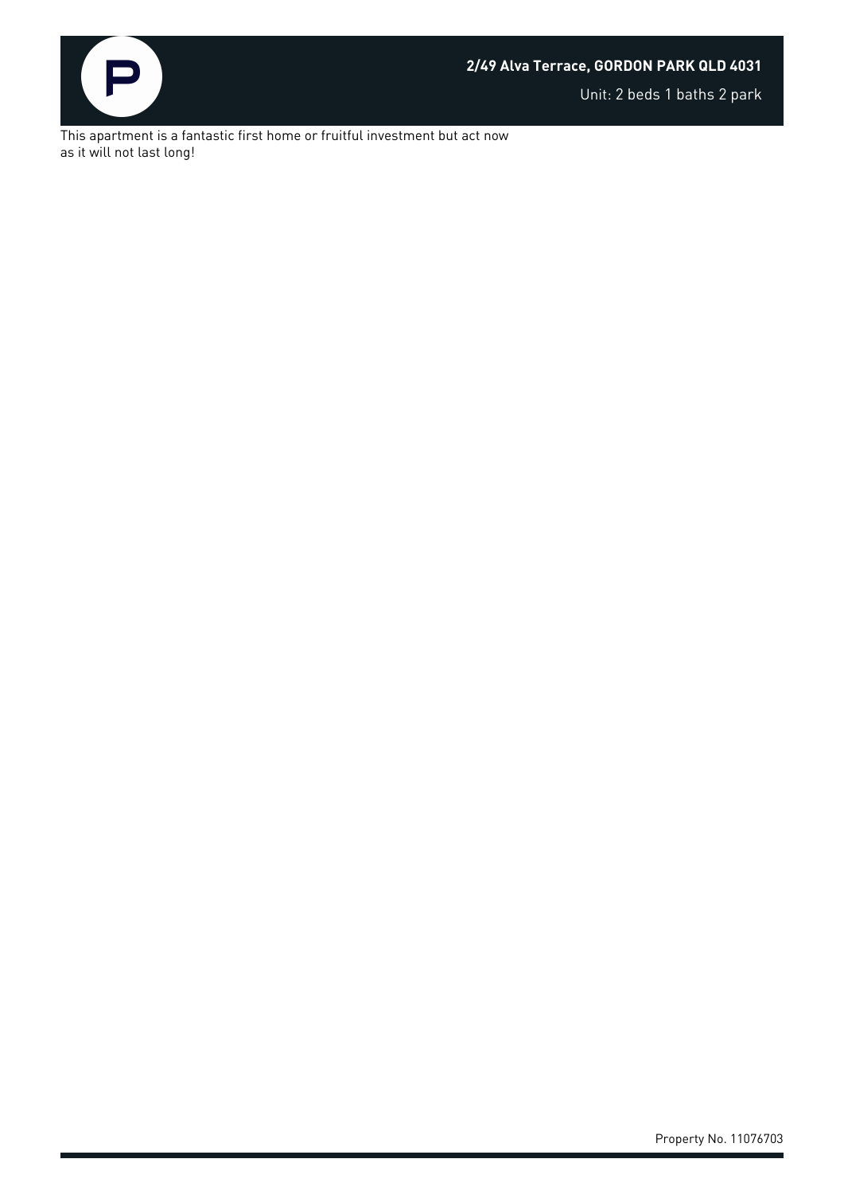**2/49 Alva Terrace, GORDON PARK QLD 4031**

Unit: 2 beds 1 baths 2 park

This apartment is a fantastic first home or fruitful investment but act now as it will not last long!

Property No. 11076703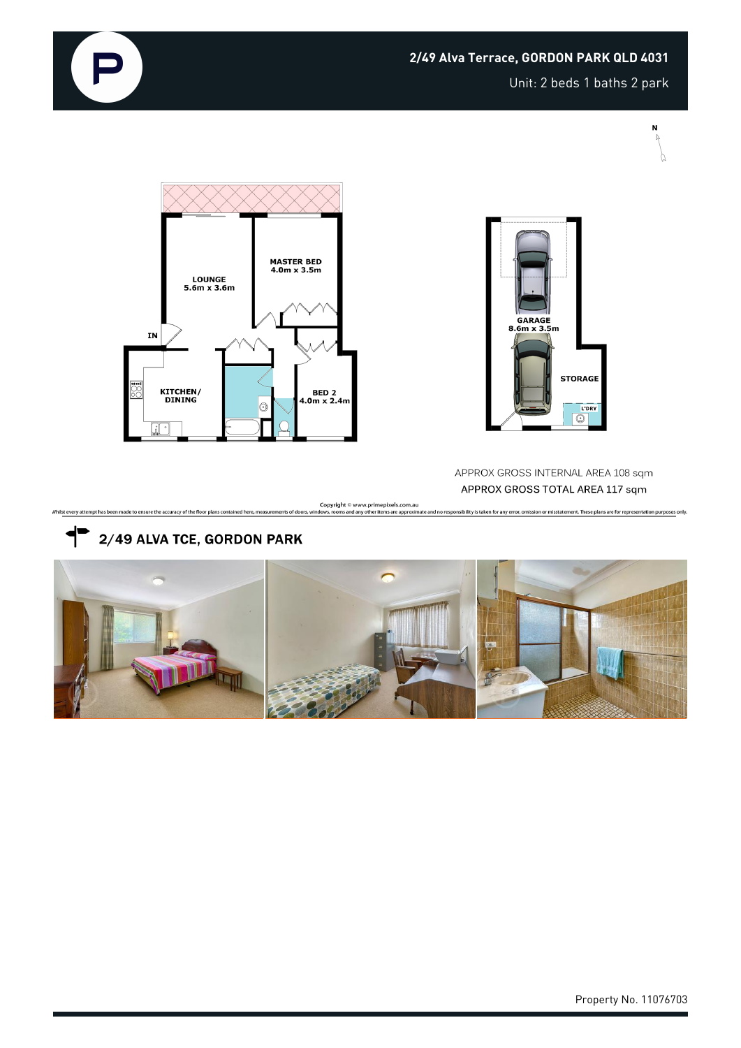**2/49 Alva Terrace, GORDON PARK QLD 4031**

Unit: 2 beds 1 baths 2 park

N

LOUNGE
5.6m x 3.6m

MASTER BED
4.0m x 3.5m

IN

KITCHEN/
DINING

BED 2
4.0m x 2.4m

GARAGE
8.6m x 3.5m

STORAGE

L'DRY

APPROX GROSS INTERNAL AREA 108 sqm

APPROX GROSS TOTAL AREA 117 sqm

Copyright © www.primepixels.com.au

Whilst every attempt has been made to ensure the accuracy of the floor plans contained here, measurements of doors, windows, rooms and any other items are approximate and no responsibility is taken for any error, omission or misstatement. These plans are for representation purposes only.

## 2/49 ALVA TCE, GORDON PARK

Property No. 11076703